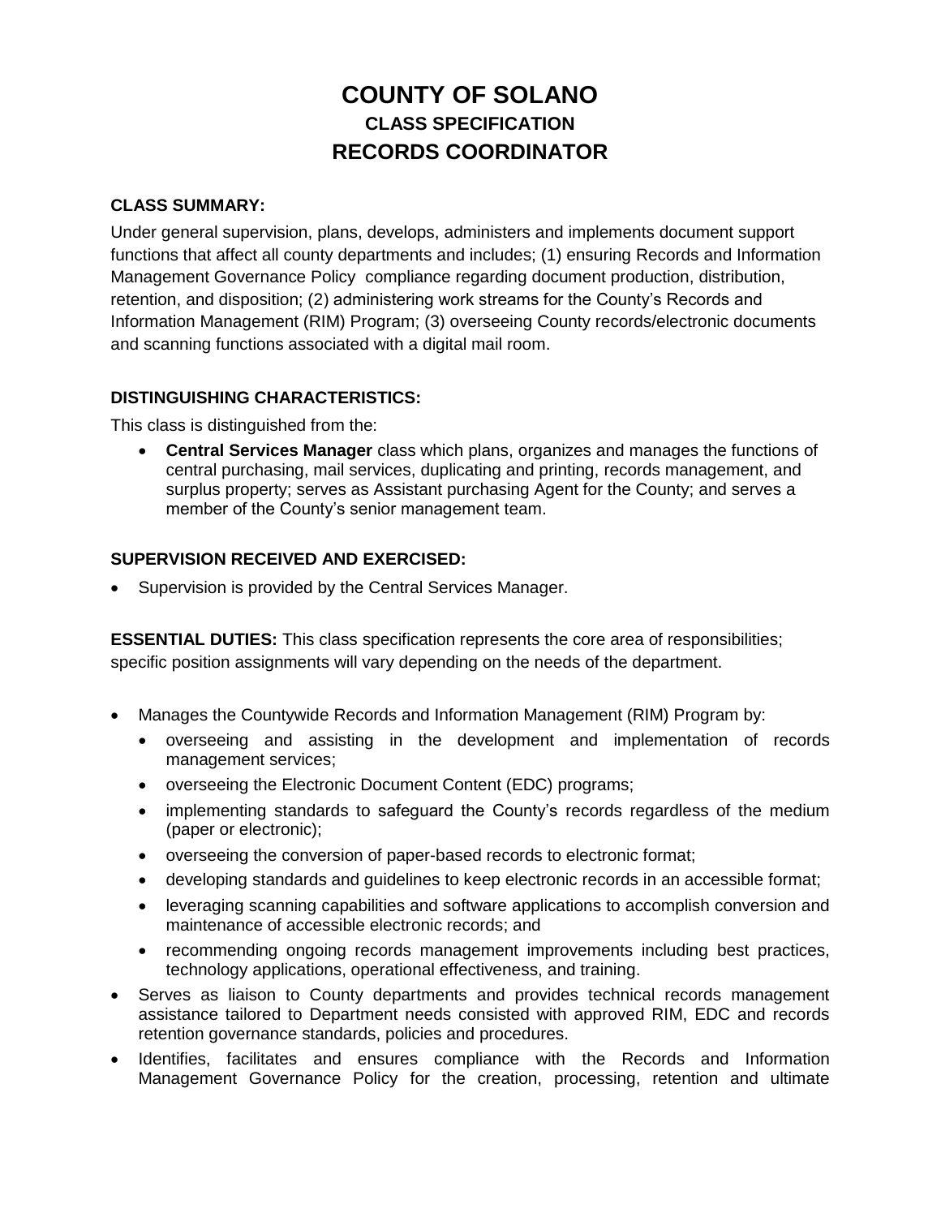# COUNTY OF SOLANO

## CLASS SPECIFICATION

# RECORDS COORDINATOR

### CLASS SUMMARY:

Under general supervision, plans, develops, administers and implements document support functions that affect all county departments and includes; (1) ensuring Records and Information Management Governance Policy compliance regarding document production, distribution, retention, and disposition; (2) administering work streams for the County's Records and Information Management (RIM) Program; (3) overseeing County records/electronic documents and scanning functions associated with a digital mail room.

### DISTINGUISHING CHARACTERISTICS:

This class is distinguished from the:

- **Central Services Manager** class which plans, organizes and manages the functions of central purchasing, mail services, duplicating and printing, records management, and surplus property; serves as Assistant purchasing Agent for the County; and serves a member of the County's senior management team.

### SUPERVISION RECEIVED AND EXERCISED:

- Supervision is provided by the Central Services Manager.

**ESSENTIAL DUTIES:** This class specification represents the core area of responsibilities; specific position assignments will vary depending on the needs of the department.

- Manages the Countywide Records and Information Management (RIM) Program by:
  - overseeing and assisting in the development and implementation of records management services;
  - overseeing the Electronic Document Content (EDC) programs;
  - implementing standards to safeguard the County's records regardless of the medium (paper or electronic);
  - overseeing the conversion of paper-based records to electronic format;
  - developing standards and guidelines to keep electronic records in an accessible format;
  - leveraging scanning capabilities and software applications to accomplish conversion and maintenance of accessible electronic records; and
  - recommending ongoing records management improvements including best practices, technology applications, operational effectiveness, and training.
- Serves as liaison to County departments and provides technical records management assistance tailored to Department needs consisted with approved RIM, EDC and records retention governance standards, policies and procedures.
- Identifies, facilitates and ensures compliance with the Records and Information Management Governance Policy for the creation, processing, retention and ultimate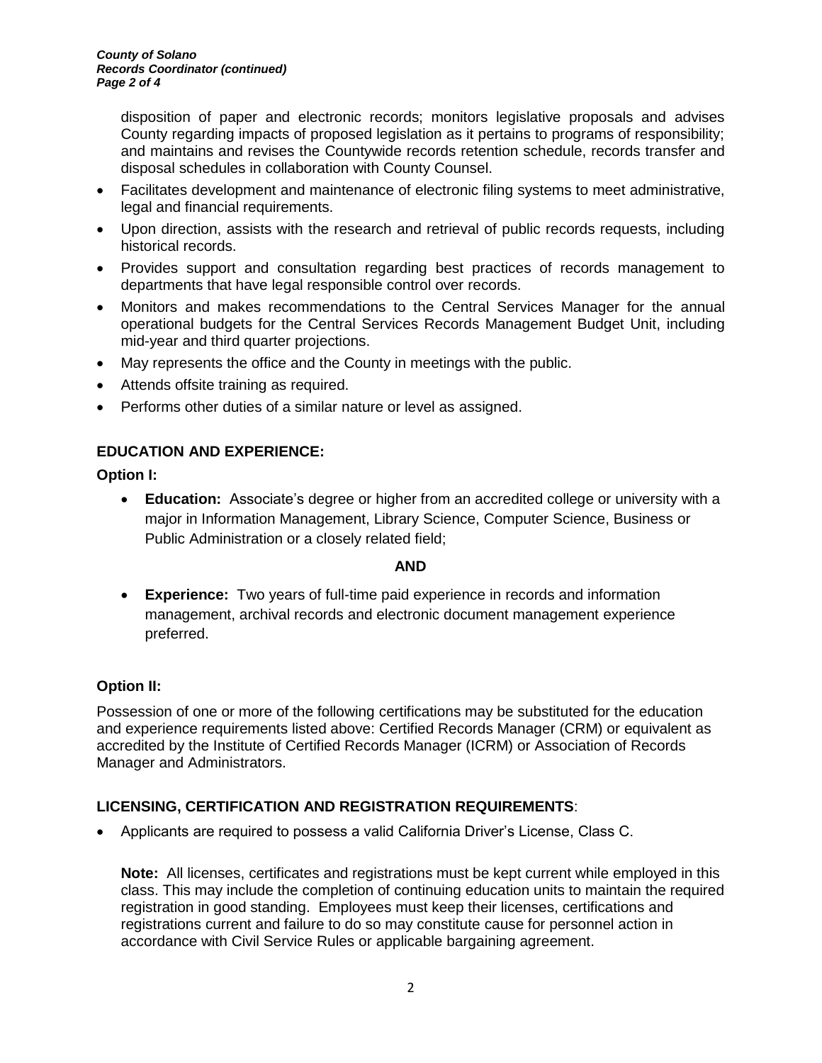disposition of paper and electronic records; monitors legislative proposals and advises County regarding impacts of proposed legislation as it pertains to programs of responsibility; and maintains and revises the Countywide records retention schedule, records transfer and disposal schedules in collaboration with County Counsel.

- Facilitates development and maintenance of electronic filing systems to meet administrative, legal and financial requirements.
- Upon direction, assists with the research and retrieval of public records requests, including historical records.
- Provides support and consultation regarding best practices of records management to departments that have legal responsible control over records.
- Monitors and makes recommendations to the Central Services Manager for the annual operational budgets for the Central Services Records Management Budget Unit, including mid-year and third quarter projections.
- May represents the office and the County in meetings with the public.
- Attends offsite training as required.
- Performs other duties of a similar nature or level as assigned.

## EDUCATION AND EXPERIENCE:

**Option I:**

- **Education:** Associate's degree or higher from an accredited college or university with a major in Information Management, Library Science, Computer Science, Business or Public Administration or a closely related field;

**AND**

- **Experience:** Two years of full-time paid experience in records and information management, archival records and electronic document management experience preferred.

**Option II:**

Possession of one or more of the following certifications may be substituted for the education and experience requirements listed above: Certified Records Manager (CRM) or equivalent as accredited by the Institute of Certified Records Manager (ICRM) or Association of Records Manager and Administrators.

## LICENSING, CERTIFICATION AND REGISTRATION REQUIREMENTS:

- Applicants are required to possess a valid California Driver's License, Class C.

**Note:** All licenses, certificates and registrations must be kept current while employed in this class. This may include the completion of continuing education units to maintain the required registration in good standing. Employees must keep their licenses, certifications and registrations current and failure to do so may constitute cause for personnel action in accordance with Civil Service Rules or applicable bargaining agreement.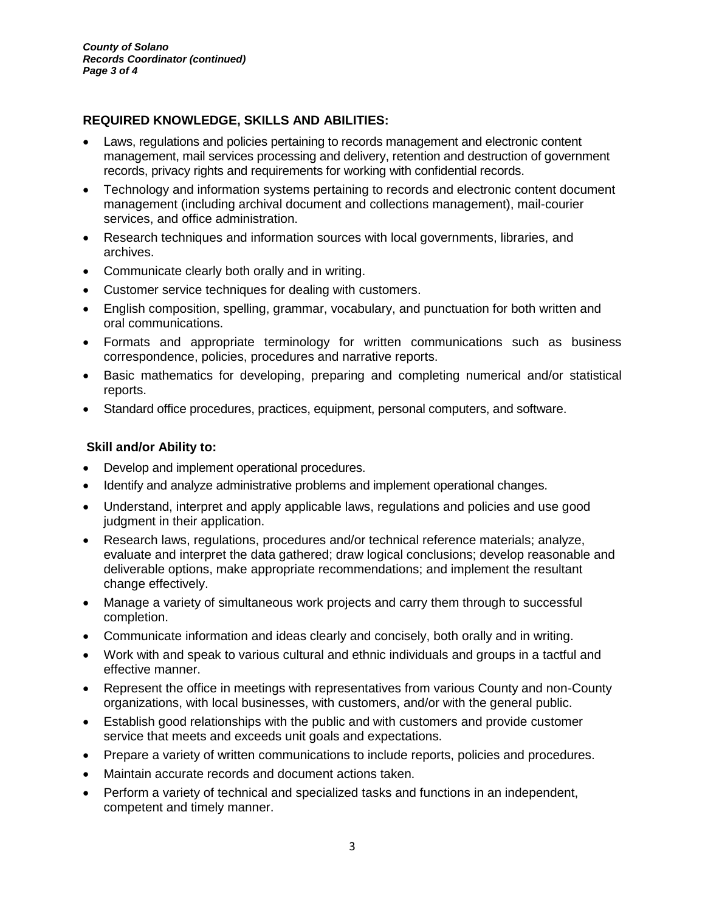## REQUIRED KNOWLEDGE, SKILLS AND ABILITIES:

- Laws, regulations and policies pertaining to records management and electronic content management, mail services processing and delivery, retention and destruction of government records, privacy rights and requirements for working with confidential records.
- Technology and information systems pertaining to records and electronic content document management (including archival document and collections management), mail-courier services, and office administration.
- Research techniques and information sources with local governments, libraries, and archives.
- Communicate clearly both orally and in writing.
- Customer service techniques for dealing with customers.
- English composition, spelling, grammar, vocabulary, and punctuation for both written and oral communications.
- Formats and appropriate terminology for written communications such as business correspondence, policies, procedures and narrative reports.
- Basic mathematics for developing, preparing and completing numerical and/or statistical reports.
- Standard office procedures, practices, equipment, personal computers, and software.

### Skill and/or Ability to:

- Develop and implement operational procedures.
- Identify and analyze administrative problems and implement operational changes.
- Understand, interpret and apply applicable laws, regulations and policies and use good judgment in their application.
- Research laws, regulations, procedures and/or technical reference materials; analyze, evaluate and interpret the data gathered; draw logical conclusions; develop reasonable and deliverable options, make appropriate recommendations; and implement the resultant change effectively.
- Manage a variety of simultaneous work projects and carry them through to successful completion.
- Communicate information and ideas clearly and concisely, both orally and in writing.
- Work with and speak to various cultural and ethnic individuals and groups in a tactful and effective manner.
- Represent the office in meetings with representatives from various County and non-County organizations, with local businesses, with customers, and/or with the general public.
- Establish good relationships with the public and with customers and provide customer service that meets and exceeds unit goals and expectations.
- Prepare a variety of written communications to include reports, policies and procedures.
- Maintain accurate records and document actions taken.
- Perform a variety of technical and specialized tasks and functions in an independent, competent and timely manner.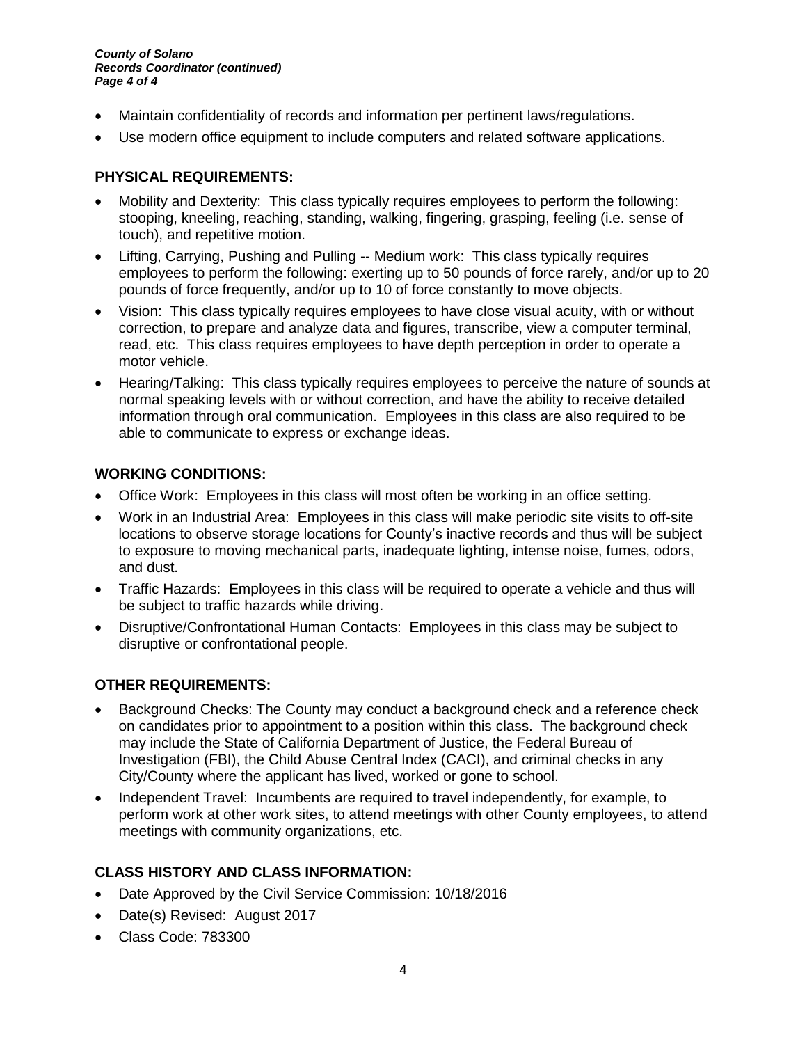- Maintain confidentiality of records and information per pertinent laws/regulations.
- Use modern office equipment to include computers and related software applications.

## PHYSICAL REQUIREMENTS:

- Mobility and Dexterity: This class typically requires employees to perform the following: stooping, kneeling, reaching, standing, walking, fingering, grasping, feeling (i.e. sense of touch), and repetitive motion.
- Lifting, Carrying, Pushing and Pulling -- Medium work: This class typically requires employees to perform the following: exerting up to 50 pounds of force rarely, and/or up to 20 pounds of force frequently, and/or up to 10 of force constantly to move objects.
- Vision: This class typically requires employees to have close visual acuity, with or without correction, to prepare and analyze data and figures, transcribe, view a computer terminal, read, etc. This class requires employees to have depth perception in order to operate a motor vehicle.
- Hearing/Talking: This class typically requires employees to perceive the nature of sounds at normal speaking levels with or without correction, and have the ability to receive detailed information through oral communication. Employees in this class are also required to be able to communicate to express or exchange ideas.

## WORKING CONDITIONS:

- Office Work: Employees in this class will most often be working in an office setting.
- Work in an Industrial Area: Employees in this class will make periodic site visits to off-site locations to observe storage locations for County's inactive records and thus will be subject to exposure to moving mechanical parts, inadequate lighting, intense noise, fumes, odors, and dust.
- Traffic Hazards: Employees in this class will be required to operate a vehicle and thus will be subject to traffic hazards while driving.
- Disruptive/Confrontational Human Contacts: Employees in this class may be subject to disruptive or confrontational people.

## OTHER REQUIREMENTS:

- Background Checks: The County may conduct a background check and a reference check on candidates prior to appointment to a position within this class. The background check may include the State of California Department of Justice, the Federal Bureau of Investigation (FBI), the Child Abuse Central Index (CACI), and criminal checks in any City/County where the applicant has lived, worked or gone to school.
- Independent Travel: Incumbents are required to travel independently, for example, to perform work at other work sites, to attend meetings with other County employees, to attend meetings with community organizations, etc.

## CLASS HISTORY AND CLASS INFORMATION:

- Date Approved by the Civil Service Commission: 10/18/2016
- Date(s) Revised: August 2017
- Class Code: 783300